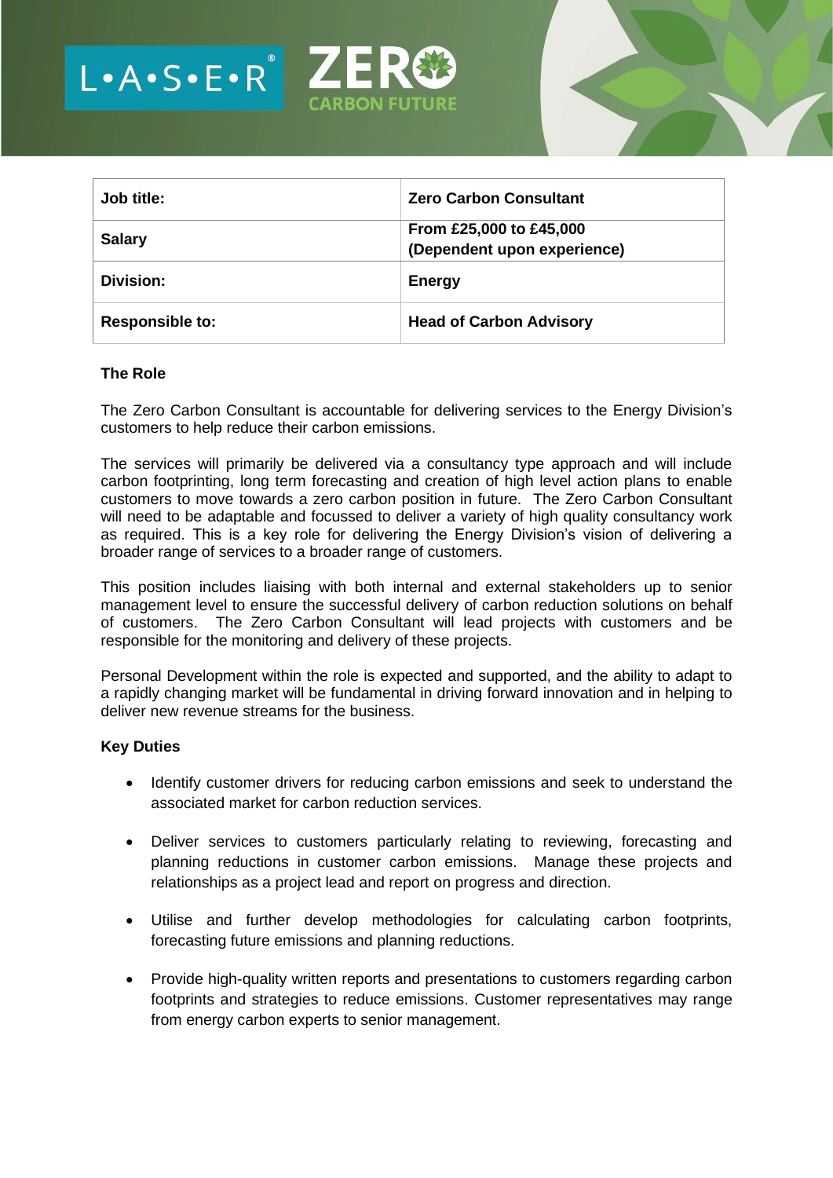| Job title: | Zero Carbon Consultant |
| --- | --- |
| Salary | From £25,000 to £45,000 (Dependent upon experience) |
| Division: | Energy |
| Responsible to: | Head of Carbon Advisory |

**The Role**

The Zero Carbon Consultant is accountable for delivering services to the Energy Division's customers to help reduce their carbon emissions.

The services will primarily be delivered via a consultancy type approach and will include carbon footprinting, long term forecasting and creation of high level action plans to enable customers to move towards a zero carbon position in future. The Zero Carbon Consultant will need to be adaptable and focussed to deliver a variety of high quality consultancy work as required. This is a key role for delivering the Energy Division's vision of delivering a broader range of services to a broader range of customers.

This position includes liaising with both internal and external stakeholders up to senior management level to ensure the successful delivery of carbon reduction solutions on behalf of customers. The Zero Carbon Consultant will lead projects with customers and be responsible for the monitoring and delivery of these projects.

Personal Development within the role is expected and supported, and the ability to adapt to a rapidly changing market will be fundamental in driving forward innovation and in helping to deliver new revenue streams for the business.

**Key Duties**

- Identify customer drivers for reducing carbon emissions and seek to understand the associated market for carbon reduction services.
- Deliver services to customers particularly relating to reviewing, forecasting and planning reductions in customer carbon emissions. Manage these projects and relationships as a project lead and report on progress and direction.
- Utilise and further develop methodologies for calculating carbon footprints, forecasting future emissions and planning reductions.
- Provide high-quality written reports and presentations to customers regarding carbon footprints and strategies to reduce emissions. Customer representatives may range from energy carbon experts to senior management.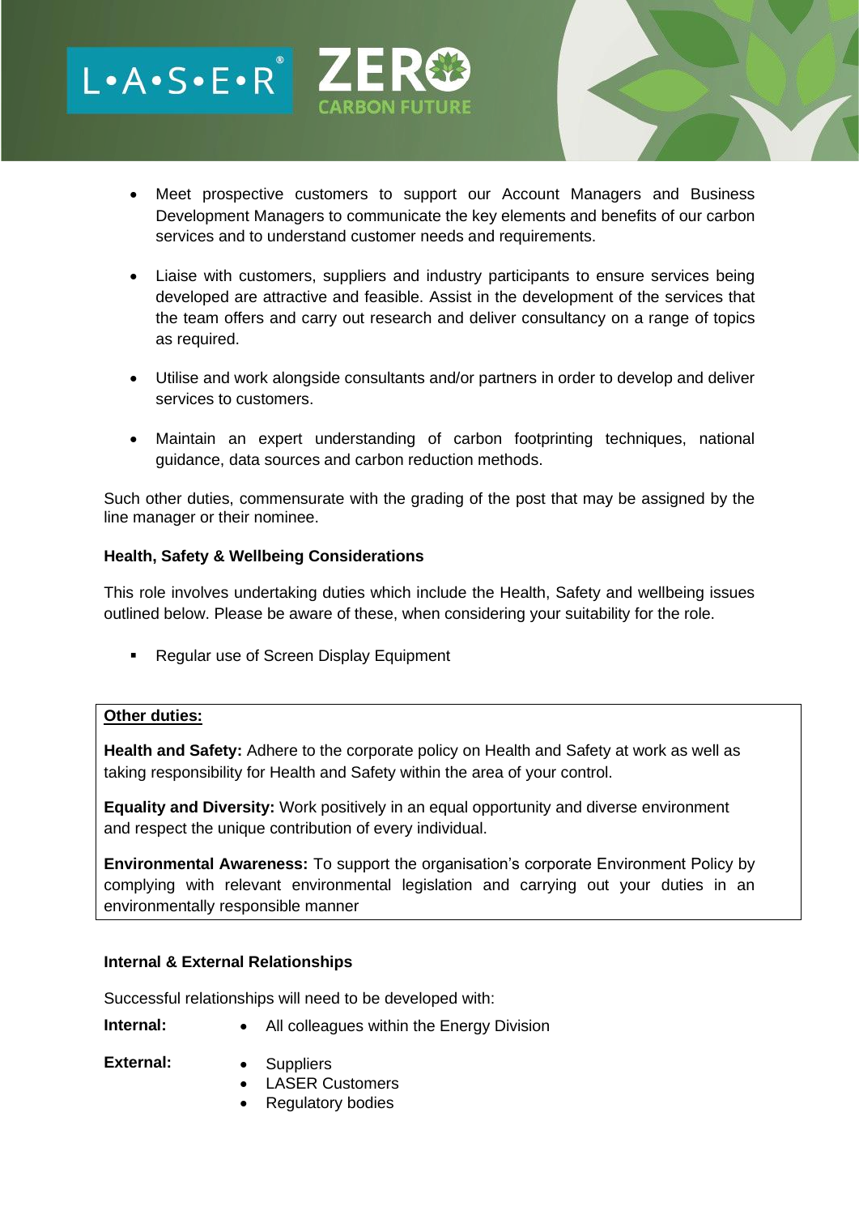- Meet prospective customers to support our Account Managers and Business Development Managers to communicate the key elements and benefits of our carbon services and to understand customer needs and requirements.

- Liaise with customers, suppliers and industry participants to ensure services being developed are attractive and feasible. Assist in the development of the services that the team offers and carry out research and deliver consultancy on a range of topics as required.

- Utilise and work alongside consultants and/or partners in order to develop and deliver services to customers.

- Maintain an expert understanding of carbon footprinting techniques, national guidance, data sources and carbon reduction methods.

Such other duties, commensurate with the grading of the post that may be assigned by the line manager or their nominee.

**Health, Safety & Wellbeing Considerations**

This role involves undertaking duties which include the Health, Safety and wellbeing issues outlined below. Please be aware of these, when considering your suitability for the role.

- Regular use of Screen Display Equipment

**Other duties:**

**Health and Safety:** Adhere to the corporate policy on Health and Safety at work as well as taking responsibility for Health and Safety within the area of your control.

**Equality and Diversity:** Work positively in an equal opportunity and diverse environment and respect the unique contribution of every individual.

**Environmental Awareness:** To support the organisation's corporate Environment Policy by complying with relevant environmental legislation and carrying out your duties in an environmentally responsible manner

**Internal & External Relationships**

Successful relationships will need to be developed with:

**Internal:**
- All colleagues within the Energy Division

**External:**
- Suppliers
- LASER Customers
- Regulatory bodies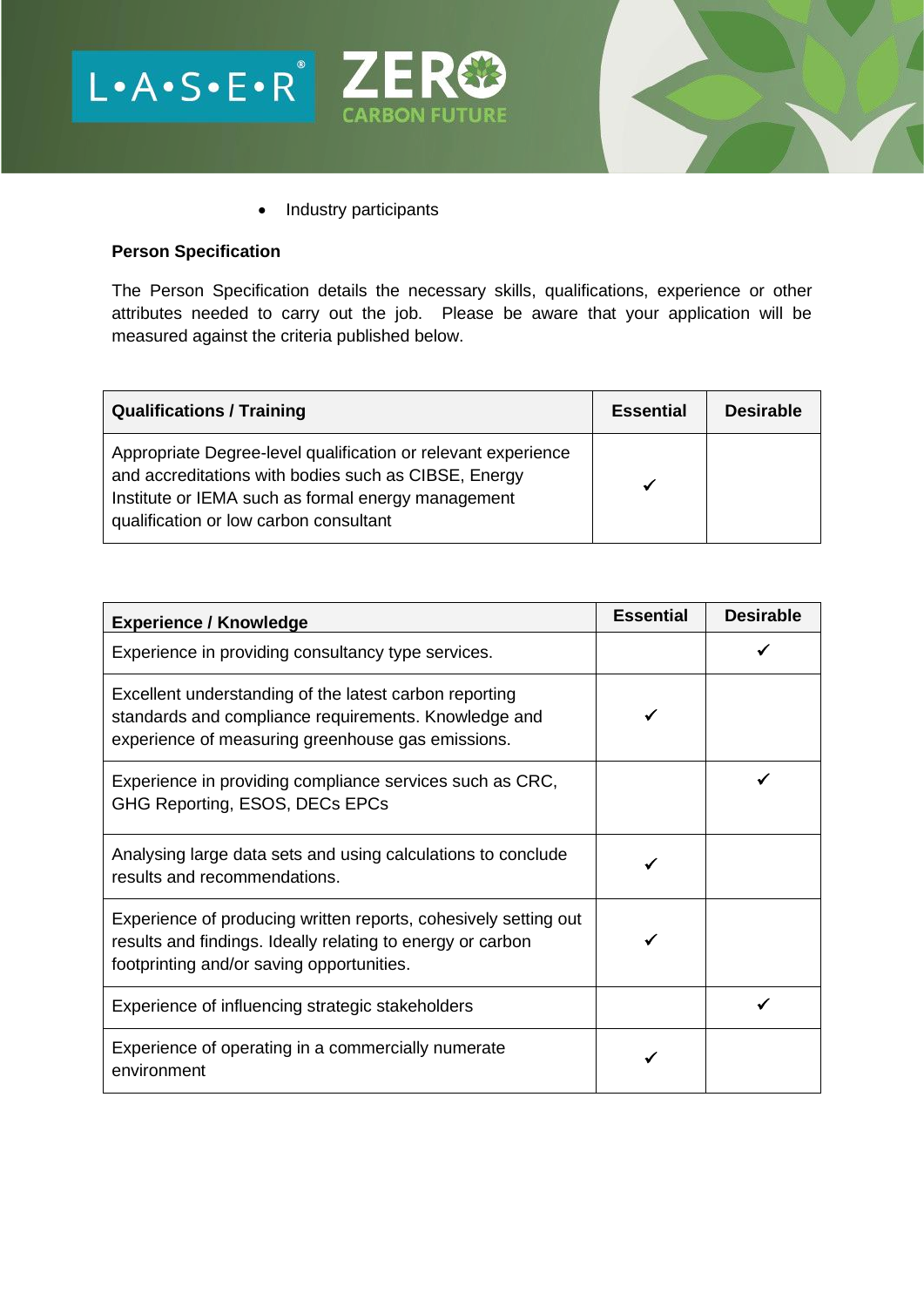- Industry participants

**Person Specification**

The Person Specification details the necessary skills, qualifications, experience or other attributes needed to carry out the job. Please be aware that your application will be measured against the criteria published below.

| Qualifications / Training | Essential | Desirable |
|---|---|---|
| Appropriate Degree-level qualification or relevant experience and accreditations with bodies such as CIBSE, Energy Institute or IEMA such as formal energy management qualification or low carbon consultant | ✓ | |

| Experience / Knowledge | Essential | Desirable |
|---|---|---|
| Experience in providing consultancy type services. | | ✓ |
| Excellent understanding of the latest carbon reporting standards and compliance requirements. Knowledge and experience of measuring greenhouse gas emissions. | ✓ | |
| Experience in providing compliance services such as CRC, GHG Reporting, ESOS, DECs EPCs | | ✓ |
| Analysing large data sets and using calculations to conclude results and recommendations. | ✓ | |
| Experience of producing written reports, cohesively setting out results and findings. Ideally relating to energy or carbon footprinting and/or saving opportunities. | ✓ | |
| Experience of influencing strategic stakeholders | | ✓ |
| Experience of operating in a commercially numerate environment | ✓ | |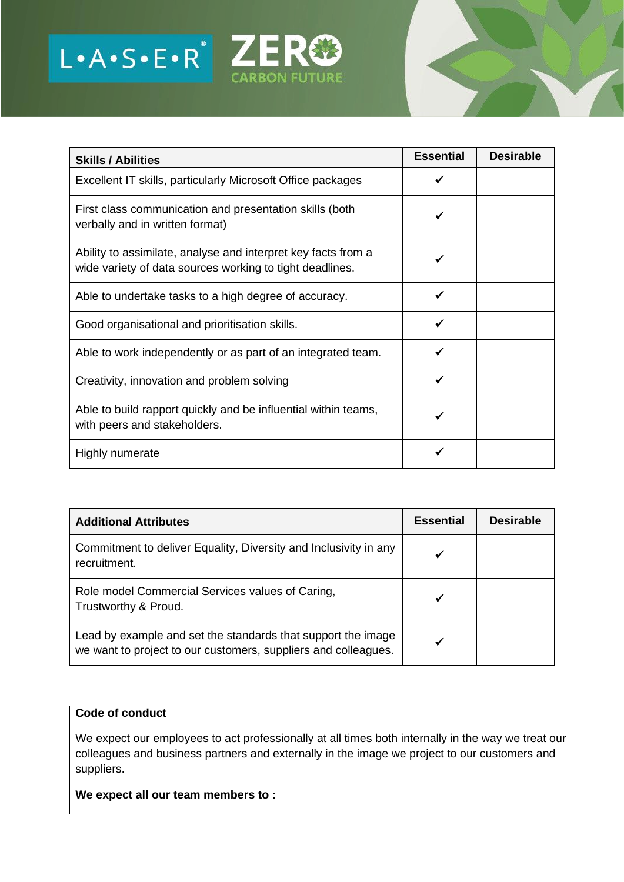| Skills / Abilities | Essential | Desirable |
|---|---|---|
| Excellent IT skills, particularly Microsoft Office packages | ✓ | |
| First class communication and presentation skills (both verbally and in written format) | ✓ | |
| Ability to assimilate, analyse and interpret key facts from a wide variety of data sources working to tight deadlines. | ✓ | |
| Able to undertake tasks to a high degree of accuracy. | ✓ | |
| Good organisational and prioritisation skills. | ✓ | |
| Able to work independently or as part of an integrated team. | ✓ | |
| Creativity, innovation and problem solving | ✓ | |
| Able to build rapport quickly and be influential within teams, with peers and stakeholders. | ✓ | |
| Highly numerate | ✓ | |

| Additional Attributes | Essential | Desirable |
|---|---|---|
| Commitment to deliver Equality, Diversity and Inclusivity in any recruitment. | ✓ | |
| Role model Commercial Services values of Caring, Trustworthy & Proud. | ✓ | |
| Lead by example and set the standards that support the image we want to project to our customers, suppliers and colleagues. | ✓ | |

**Code of conduct**

We expect our employees to act professionally at all times both internally in the way we treat our colleagues and business partners and externally in the image we project to our customers and suppliers.

**We expect all our team members to :**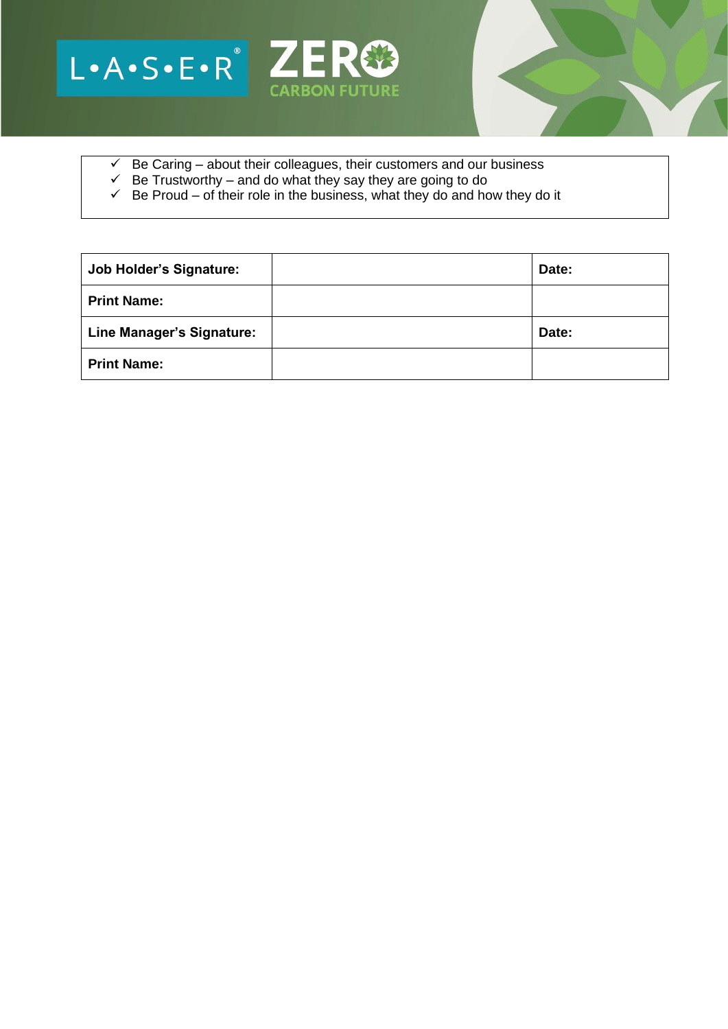- ✓ Be Caring – about their colleagues, their customers and our business
- ✓ Be Trustworthy – and do what they say they are going to do
- ✓ Be Proud – of their role in the business, what they do and how they do it

| | | |
|---|---|---|
| **Job Holder's Signature:** | | **Date:** |
| **Print Name:** | | |
| **Line Manager's Signature:** | | **Date:** |
| **Print Name:** | | |